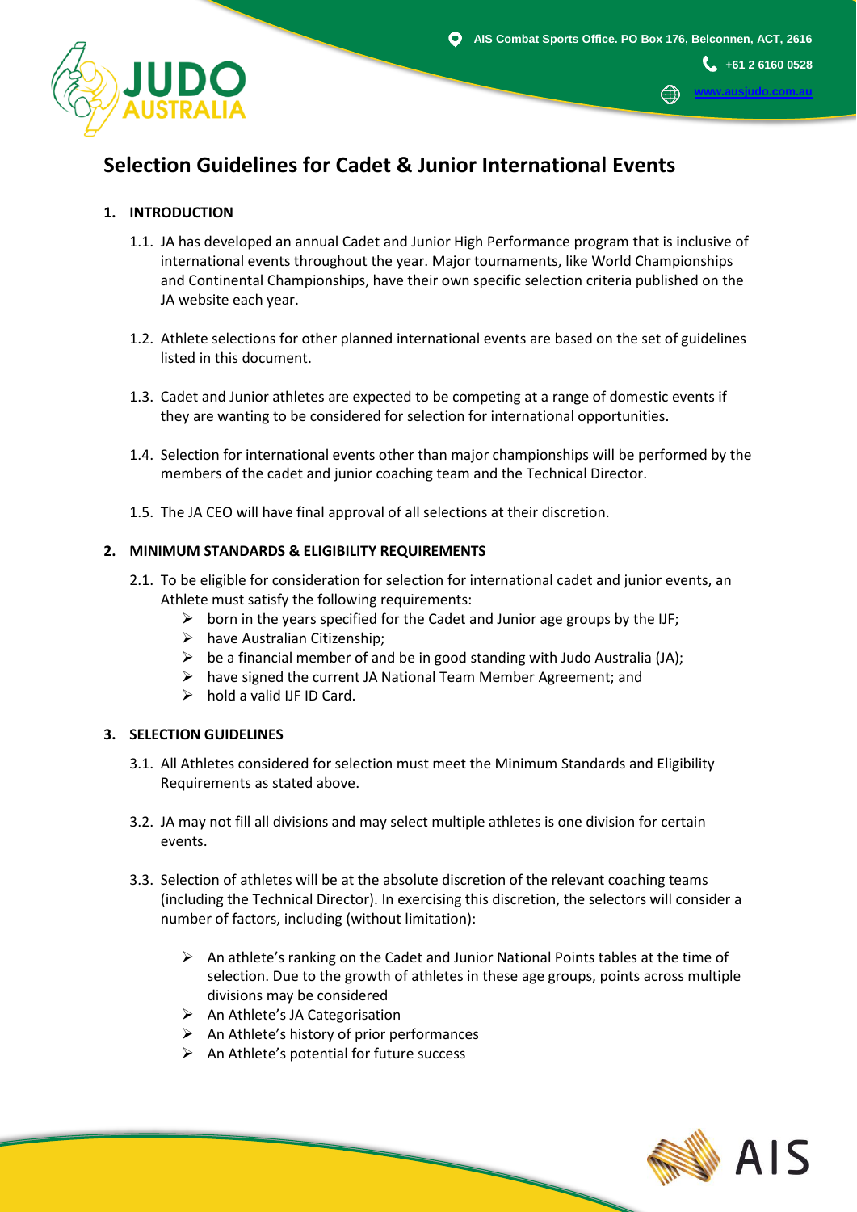# Selection Guidelines for Cadet & Junior International Events

## 1. INTRODUCTION

1.1. JA has developed an annual Cadet and Junior High Performance program that is inclusive of international events throughout the year. Major tournaments, like World Championships and Continental Championships, have their own specific selection criteria published on the JA website each year.

1.2. Athlete selections for other planned international events are based on the set of guidelines listed in this document.

1.3. Cadet and Junior athletes are expected to be competing at a range of domestic events if they are wanting to be considered for selection for international opportunities.

1.4. Selection for international events other than major championships will be performed by the members of the cadet and junior coaching team and the Technical Director.

1.5. The JA CEO will have final approval of all selections at their discretion.

## 2. MINIMUM STANDARDS & ELIGIBILITY REQUIREMENTS

2.1. To be eligible for consideration for selection for international cadet and junior events, an Athlete must satisfy the following requirements:

- born in the years specified for the Cadet and Junior age groups by the IJF;
- have Australian Citizenship;
- be a financial member of and be in good standing with Judo Australia (JA);
- have signed the current JA National Team Member Agreement; and
- hold a valid IJF ID Card.

## 3. SELECTION GUIDELINES

3.1. All Athletes considered for selection must meet the Minimum Standards and Eligibility Requirements as stated above.

3.2. JA may not fill all divisions and may select multiple athletes is one division for certain events.

3.3. Selection of athletes will be at the absolute discretion of the relevant coaching teams (including the Technical Director). In exercising this discretion, the selectors will consider a number of factors, including (without limitation):

- An athlete's ranking on the Cadet and Junior National Points tables at the time of selection. Due to the growth of athletes in these age groups, points across multiple divisions may be considered
- An Athlete's JA Categorisation
- An Athlete's history of prior performances
- An Athlete's potential for future success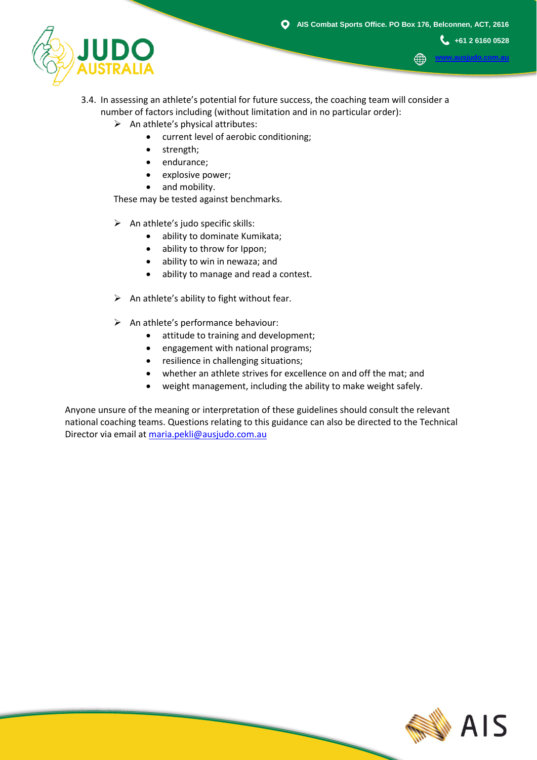3.4. In assessing an athlete's potential for future success, the coaching team will consider a number of factors including (without limitation and in no particular order):

- An athlete's physical attributes:
  - current level of aerobic conditioning;
  - strength;
  - endurance;
  - explosive power;
  - and mobility.

  These may be tested against benchmarks.

- An athlete's judo specific skills:
  - ability to dominate Kumikata;
  - ability to throw for Ippon;
  - ability to win in newaza; and
  - ability to manage and read a contest.

- An athlete's ability to fight without fear.

- An athlete's performance behaviour:
  - attitude to training and development;
  - engagement with national programs;
  - resilience in challenging situations;
  - whether an athlete strives for excellence on and off the mat; and
  - weight management, including the ability to make weight safely.

Anyone unsure of the meaning or interpretation of these guidelines should consult the relevant national coaching teams. Questions relating to this guidance can also be directed to the Technical Director via email at maria.pekli@ausjudo.com.au